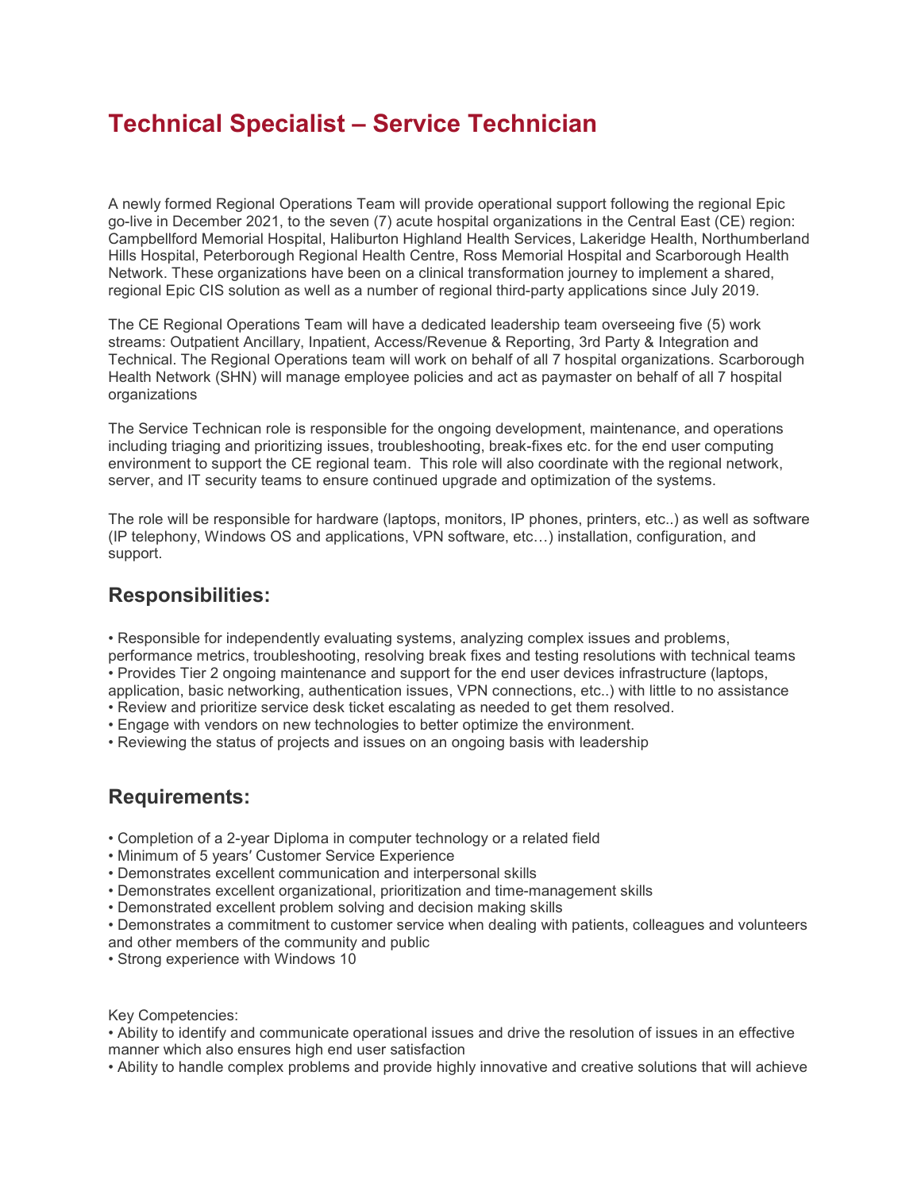# Technical Specialist – Service Technician

A newly formed Regional Operations Team will provide operational support following the regional Epic go-live in December 2021, to the seven (7) acute hospital organizations in the Central East (CE) region: Campbellford Memorial Hospital, Haliburton Highland Health Services, Lakeridge Health, Northumberland Hills Hospital, Peterborough Regional Health Centre, Ross Memorial Hospital and Scarborough Health Network. These organizations have been on a clinical transformation journey to implement a shared, regional Epic CIS solution as well as a number of regional third-party applications since July 2019.

The CE Regional Operations Team will have a dedicated leadership team overseeing five (5) work streams: Outpatient Ancillary, Inpatient, Access/Revenue & Reporting, 3rd Party & Integration and Technical. The Regional Operations team will work on behalf of all 7 hospital organizations. Scarborough Health Network (SHN) will manage employee policies and act as paymaster on behalf of all 7 hospital organizations

The Service Technican role is responsible for the ongoing development, maintenance, and operations including triaging and prioritizing issues, troubleshooting, break-fixes etc. for the end user computing environment to support the CE regional team. This role will also coordinate with the regional network, server, and IT security teams to ensure continued upgrade and optimization of the systems.

The role will be responsible for hardware (laptops, monitors, IP phones, printers, etc..) as well as software (IP telephony, Windows OS and applications, VPN software, etc…) installation, configuration, and support.

## Responsibilities:

- Responsible for independently evaluating systems, analyzing complex issues and problems, performance metrics, troubleshooting, resolving break fixes and testing resolutions with technical teams
- Provides Tier 2 ongoing maintenance and support for the end user devices infrastructure (laptops, application, basic networking, authentication issues, VPN connections, etc..) with little to no assistance
- Review and prioritize service desk ticket escalating as needed to get them resolved.
- Engage with vendors on new technologies to better optimize the environment.
- Reviewing the status of projects and issues on an ongoing basis with leadership

## Requirements:

- Completion of a 2-year Diploma in computer technology or a related field
- Minimum of 5 years′ Customer Service Experience
- Demonstrates excellent communication and interpersonal skills
- Demonstrates excellent organizational, prioritization and time-management skills
- Demonstrated excellent problem solving and decision making skills
- Demonstrates a commitment to customer service when dealing with patients, colleagues and volunteers and other members of the community and public
- Strong experience with Windows 10

Key Competencies:

- Ability to identify and communicate operational issues and drive the resolution of issues in an effective manner which also ensures high end user satisfaction
- Ability to handle complex problems and provide highly innovative and creative solutions that will achieve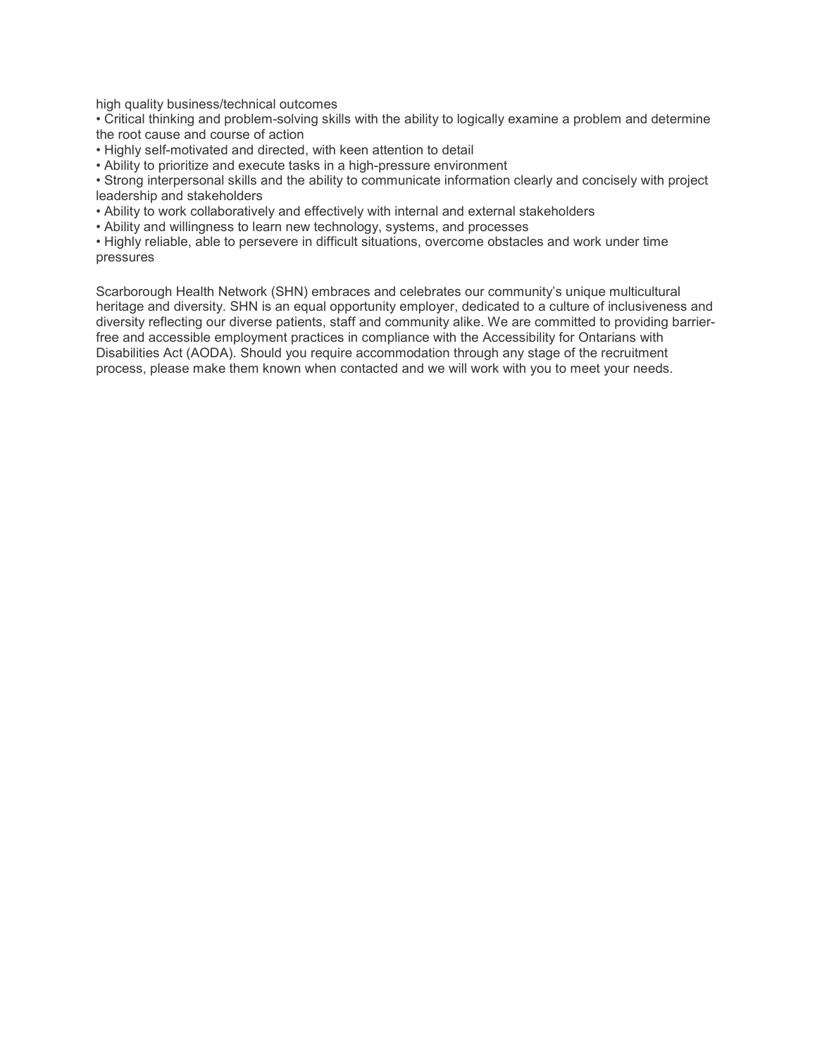high quality business/technical outcomes

- Critical thinking and problem-solving skills with the ability to logically examine a problem and determine the root cause and course of action
- Highly self-motivated and directed, with keen attention to detail
- Ability to prioritize and execute tasks in a high-pressure environment
- Strong interpersonal skills and the ability to communicate information clearly and concisely with project leadership and stakeholders
- Ability to work collaboratively and effectively with internal and external stakeholders
- Ability and willingness to learn new technology, systems, and processes
- Highly reliable, able to persevere in difficult situations, overcome obstacles and work under time pressures

Scarborough Health Network (SHN) embraces and celebrates our community's unique multicultural heritage and diversity. SHN is an equal opportunity employer, dedicated to a culture of inclusiveness and diversity reflecting our diverse patients, staff and community alike. We are committed to providing barrier-free and accessible employment practices in compliance with the Accessibility for Ontarians with Disabilities Act (AODA). Should you require accommodation through any stage of the recruitment process, please make them known when contacted and we will work with you to meet your needs.